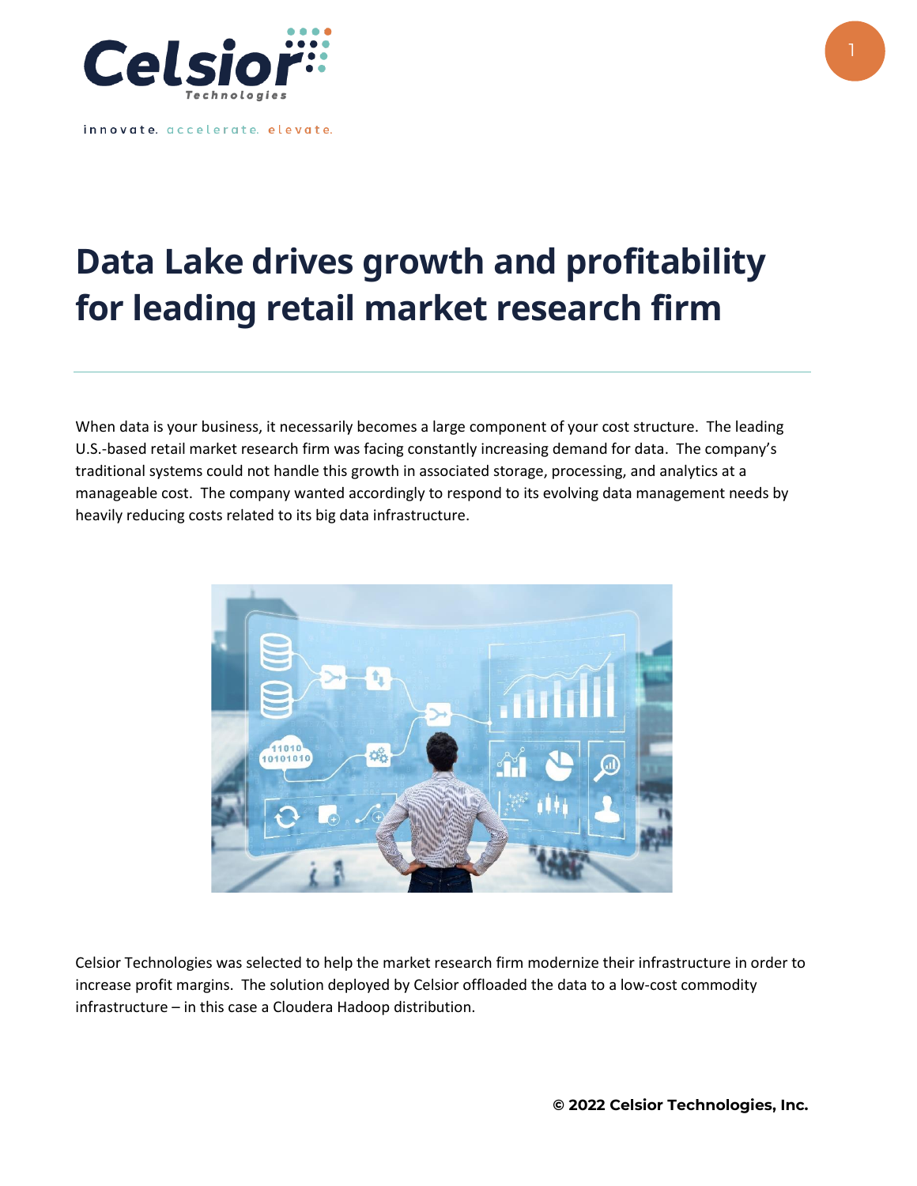innovate. accelerate. elevate.

# Data Lake drives growth and profitability for leading retail market research firm

When data is your business, it necessarily becomes a large component of your cost structure. The leading U.S.-based retail market research firm was facing constantly increasing demand for data. The company's traditional systems could not handle this growth in associated storage, processing, and analytics at a manageable cost. The company wanted accordingly to respond to its evolving data management needs by heavily reducing costs related to its big data infrastructure.

Celsior Technologies was selected to help the market research firm modernize their infrastructure in order to increase profit margins. The solution deployed by Celsior offloaded the data to a low-cost commodity infrastructure – in this case a Cloudera Hadoop distribution.

**© 2022 Celsior Technologies, Inc.**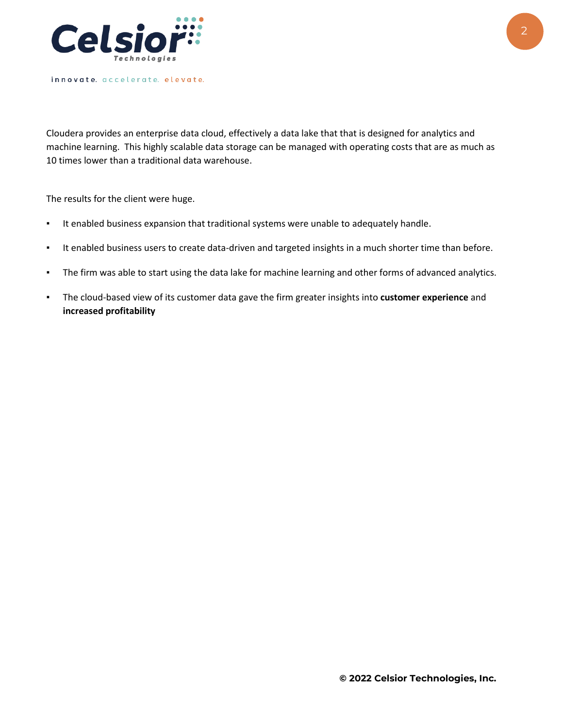Cloudera provides an enterprise data cloud, effectively a data lake that that is designed for analytics and machine learning.  This highly scalable data storage can be managed with operating costs that are as much as 10 times lower than a traditional data warehouse.

The results for the client were huge.

- It enabled business expansion that traditional systems were unable to adequately handle.
- It enabled business users to create data-driven and targeted insights in a much shorter time than before.
- The firm was able to start using the data lake for machine learning and other forms of advanced analytics.
- The cloud-based view of its customer data gave the firm greater insights into **customer experience** and **increased profitability**

**© 2022 Celsior Technologies, Inc.**